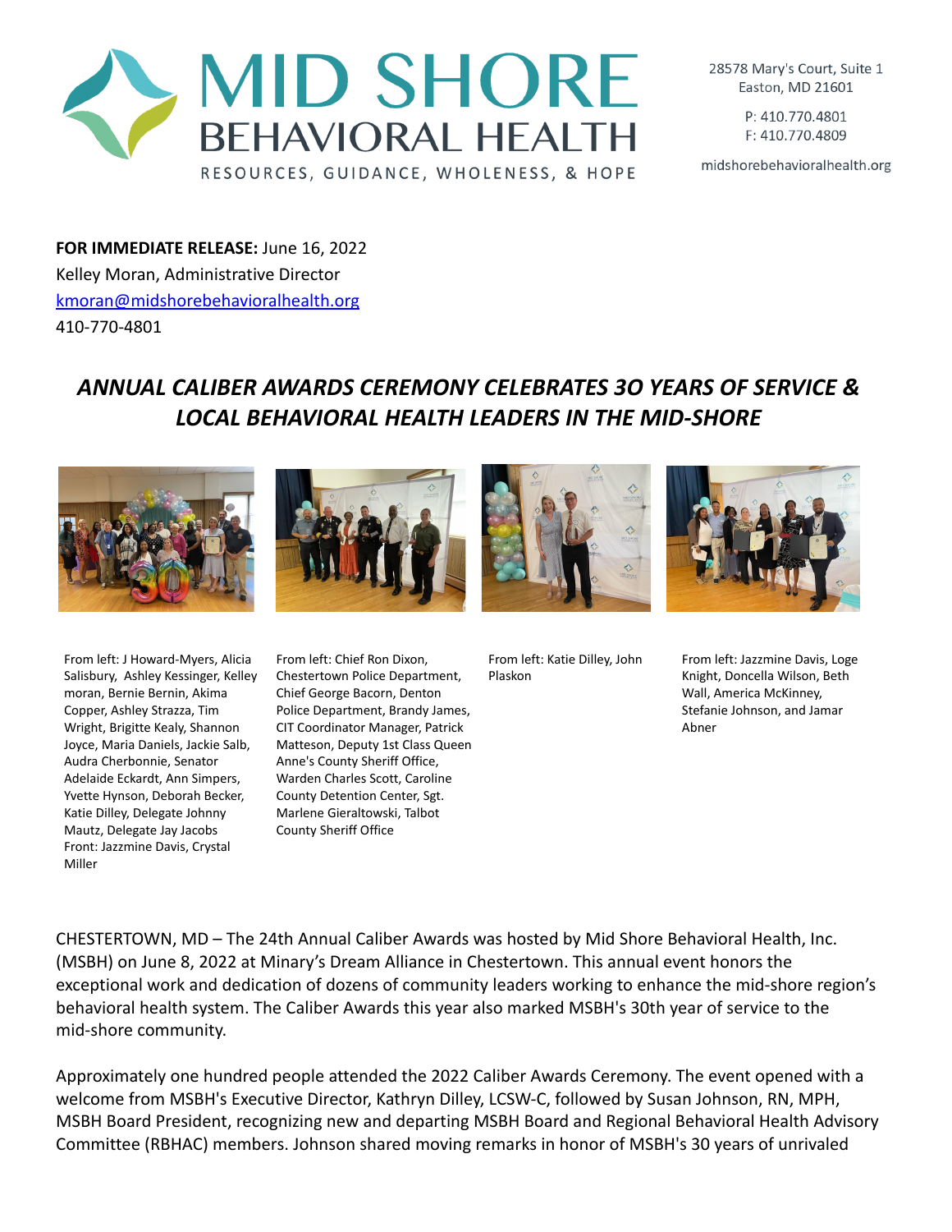# MID SHORE BEHAVIORAL HEALTH

RESOURCES, GUIDANCE, WHOLENESS, & HOPE

28578 Mary's Court, Suite 1
Easton, MD 21601

P: 410.770.4801
F: 410.770.4809

midshorebehavioralhealth.org

**FOR IMMEDIATE RELEASE:** June 16, 2022
Kelley Moran, Administrative Director
kmoran@midshorebehavioralhealth.org
410-770-4801

## *ANNUAL CALIBER AWARDS CEREMONY CELEBRATES 30 YEARS OF SERVICE & LOCAL BEHAVIORAL HEALTH LEADERS IN THE MID-SHORE*

From left: J Howard-Myers, Alicia Salisbury, Ashley Kessinger, Kelley moran, Bernie Bernin, Akima Copper, Ashley Strazza, Tim Wright, Brigitte Kealy, Shannon Joyce, Maria Daniels, Jackie Salb, Audra Cherbonnie, Senator Adelaide Eckardt, Ann Simpers, Yvette Hynson, Deborah Becker, Katie Dilley, Delegate Johnny Mautz, Delegate Jay Jacobs
Front: Jazzmine Davis, Crystal Miller

From left: Chief Ron Dixon, Chestertown Police Department, Chief George Bacorn, Denton Police Department, Brandy James, CIT Coordinator Manager, Patrick Matteson, Deputy 1st Class Queen Anne's County Sheriff Office, Warden Charles Scott, Caroline County Detention Center, Sgt. Marlene Gieraltowski, Talbot County Sheriff Office

From left: Katie Dilley, John Plaskon

From left: Jazzmine Davis, Loge Knight, Doncella Wilson, Beth Wall, America McKinney, Stefanie Johnson, and Jamar Abner

CHESTERTOWN, MD – The 24th Annual Caliber Awards was hosted by Mid Shore Behavioral Health, Inc. (MSBH) on June 8, 2022 at Minary's Dream Alliance in Chestertown. This annual event honors the exceptional work and dedication of dozens of community leaders working to enhance the mid-shore region's behavioral health system. The Caliber Awards this year also marked MSBH's 30th year of service to the mid-shore community.

Approximately one hundred people attended the 2022 Caliber Awards Ceremony. The event opened with a welcome from MSBH's Executive Director, Kathryn Dilley, LCSW-C, followed by Susan Johnson, RN, MPH, MSBH Board President, recognizing new and departing MSBH Board and Regional Behavioral Health Advisory Committee (RBHAC) members. Johnson shared moving remarks in honor of MSBH's 30 years of unrivaled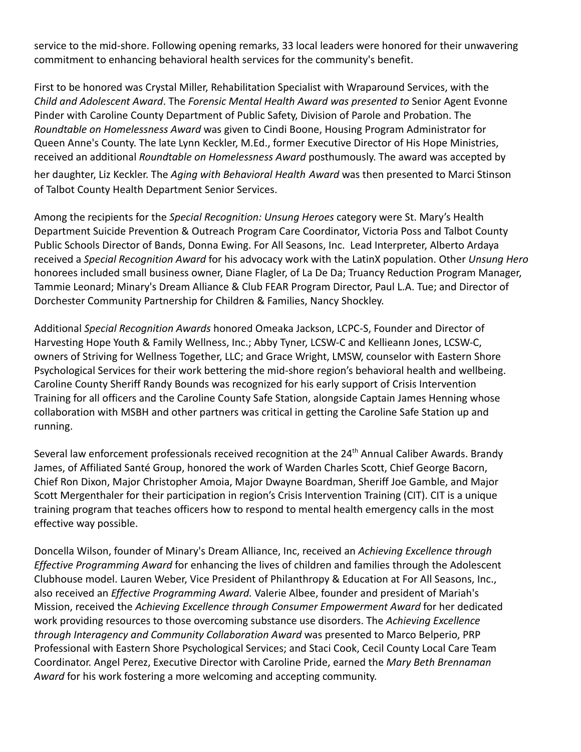service to the mid-shore. Following opening remarks, 33 local leaders were honored for their unwavering commitment to enhancing behavioral health services for the community's benefit.

First to be honored was Crystal Miller, Rehabilitation Specialist with Wraparound Services, with the *Child and Adolescent Award*. The *Forensic Mental Health Award was presented to* Senior Agent Evonne Pinder with Caroline County Department of Public Safety, Division of Parole and Probation. The *Roundtable on Homelessness Award* was given to Cindi Boone, Housing Program Administrator for Queen Anne's County. The late Lynn Keckler, M.Ed., former Executive Director of His Hope Ministries, received an additional *Roundtable on Homelessness Award* posthumously. The award was accepted by her daughter, Liz Keckler. The *Aging with Behavioral Health Award* was then presented to Marci Stinson of Talbot County Health Department Senior Services.

Among the recipients for the *Special Recognition: Unsung Heroes* category were St. Mary's Health Department Suicide Prevention & Outreach Program Care Coordinator, Victoria Poss and Talbot County Public Schools Director of Bands, Donna Ewing. For All Seasons, Inc. Lead Interpreter, Alberto Ardaya received a *Special Recognition Award* for his advocacy work with the LatinX population. Other *Unsung Hero* honorees included small business owner, Diane Flagler, of La De Da; Truancy Reduction Program Manager, Tammie Leonard; Minary's Dream Alliance & Club FEAR Program Director, Paul L.A. Tue; and Director of Dorchester Community Partnership for Children & Families, Nancy Shockley.

Additional *Special Recognition Awards* honored Omeaka Jackson, LCPC-S, Founder and Director of Harvesting Hope Youth & Family Wellness, Inc.; Abby Tyner, LCSW-C and Kellieann Jones, LCSW-C, owners of Striving for Wellness Together, LLC; and Grace Wright, LMSW, counselor with Eastern Shore Psychological Services for their work bettering the mid-shore region's behavioral health and wellbeing. Caroline County Sheriff Randy Bounds was recognized for his early support of Crisis Intervention Training for all officers and the Caroline County Safe Station, alongside Captain James Henning whose collaboration with MSBH and other partners was critical in getting the Caroline Safe Station up and running.

Several law enforcement professionals received recognition at the 24th Annual Caliber Awards. Brandy James, of Affiliated Santé Group, honored the work of Warden Charles Scott, Chief George Bacorn, Chief Ron Dixon, Major Christopher Amoia, Major Dwayne Boardman, Sheriff Joe Gamble, and Major Scott Mergenthaler for their participation in region's Crisis Intervention Training (CIT). CIT is a unique training program that teaches officers how to respond to mental health emergency calls in the most effective way possible.

Doncella Wilson, founder of Minary's Dream Alliance, Inc, received an *Achieving Excellence through Effective Programming Award* for enhancing the lives of children and families through the Adolescent Clubhouse model. Lauren Weber, Vice President of Philanthropy & Education at For All Seasons, Inc., also received an *Effective Programming Award.* Valerie Albee, founder and president of Mariah's Mission, received the *Achieving Excellence through Consumer Empowerment Award* for her dedicated work providing resources to those overcoming substance use disorders. The *Achieving Excellence through Interagency and Community Collaboration Award* was presented to Marco Belperio, PRP Professional with Eastern Shore Psychological Services; and Staci Cook, Cecil County Local Care Team Coordinator. Angel Perez, Executive Director with Caroline Pride, earned the *Mary Beth Brennaman Award* for his work fostering a more welcoming and accepting community.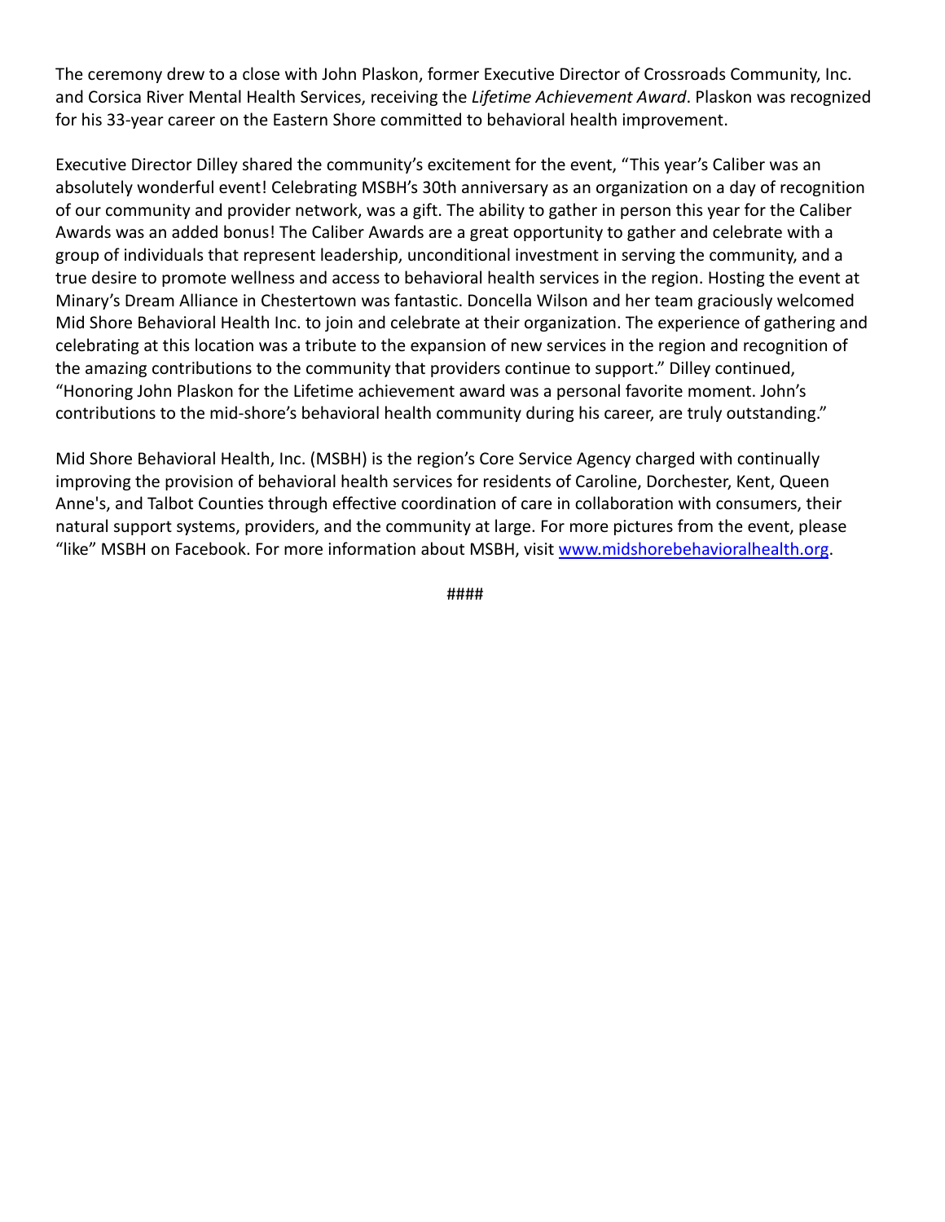The ceremony drew to a close with John Plaskon, former Executive Director of Crossroads Community, Inc. and Corsica River Mental Health Services, receiving the *Lifetime Achievement Award*. Plaskon was recognized for his 33-year career on the Eastern Shore committed to behavioral health improvement.

Executive Director Dilley shared the community's excitement for the event, "This year's Caliber was an absolutely wonderful event! Celebrating MSBH's 30th anniversary as an organization on a day of recognition of our community and provider network, was a gift. The ability to gather in person this year for the Caliber Awards was an added bonus! The Caliber Awards are a great opportunity to gather and celebrate with a group of individuals that represent leadership, unconditional investment in serving the community, and a true desire to promote wellness and access to behavioral health services in the region. Hosting the event at Minary's Dream Alliance in Chestertown was fantastic. Doncella Wilson and her team graciously welcomed Mid Shore Behavioral Health Inc. to join and celebrate at their organization. The experience of gathering and celebrating at this location was a tribute to the expansion of new services in the region and recognition of the amazing contributions to the community that providers continue to support." Dilley continued, "Honoring John Plaskon for the Lifetime achievement award was a personal favorite moment. John's contributions to the mid-shore's behavioral health community during his career, are truly outstanding."

Mid Shore Behavioral Health, Inc. (MSBH) is the region's Core Service Agency charged with continually improving the provision of behavioral health services for residents of Caroline, Dorchester, Kent, Queen Anne's, and Talbot Counties through effective coordination of care in collaboration with consumers, their natural support systems, providers, and the community at large. For more pictures from the event, please "like" MSBH on Facebook. For more information about MSBH, visit [www.midshorebehavioralhealth.org](http://www.midshorebehavioralhealth.org).

####